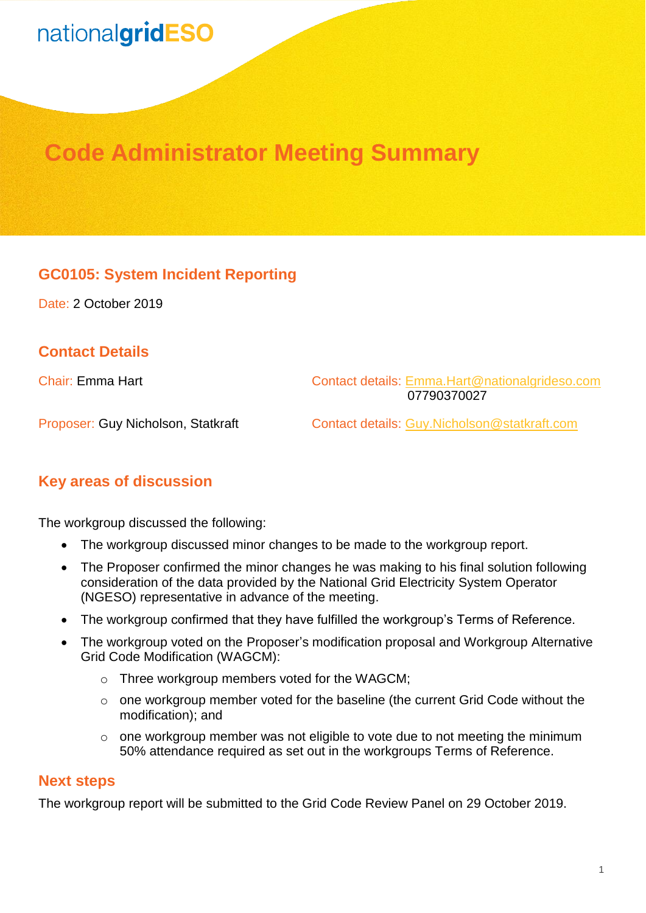nationalgridESO

# Code Administrator Meeting Summary

## GC0105: System Incident Reporting

Date: 2 October 2019

## Contact Details

Chair: Emma Hart

Contact details: Emma.Hart@nationalgrideso.com
07790370027

Proposer: Guy Nicholson, Statkraft

Contact details: Guy.Nicholson@statkraft.com

## Key areas of discussion

The workgroup discussed the following:

- The workgroup discussed minor changes to be made to the workgroup report.
- The Proposer confirmed the minor changes he was making to his final solution following consideration of the data provided by the National Grid Electricity System Operator (NGESO) representative in advance of the meeting.
- The workgroup confirmed that they have fulfilled the workgroup's Terms of Reference.
- The workgroup voted on the Proposer's modification proposal and Workgroup Alternative Grid Code Modification (WAGCM):
  - Three workgroup members voted for the WAGCM;
  - one workgroup member voted for the baseline (the current Grid Code without the modification); and
  - one workgroup member was not eligible to vote due to not meeting the minimum 50% attendance required as set out in the workgroups Terms of Reference.

## Next steps

The workgroup report will be submitted to the Grid Code Review Panel on 29 October 2019.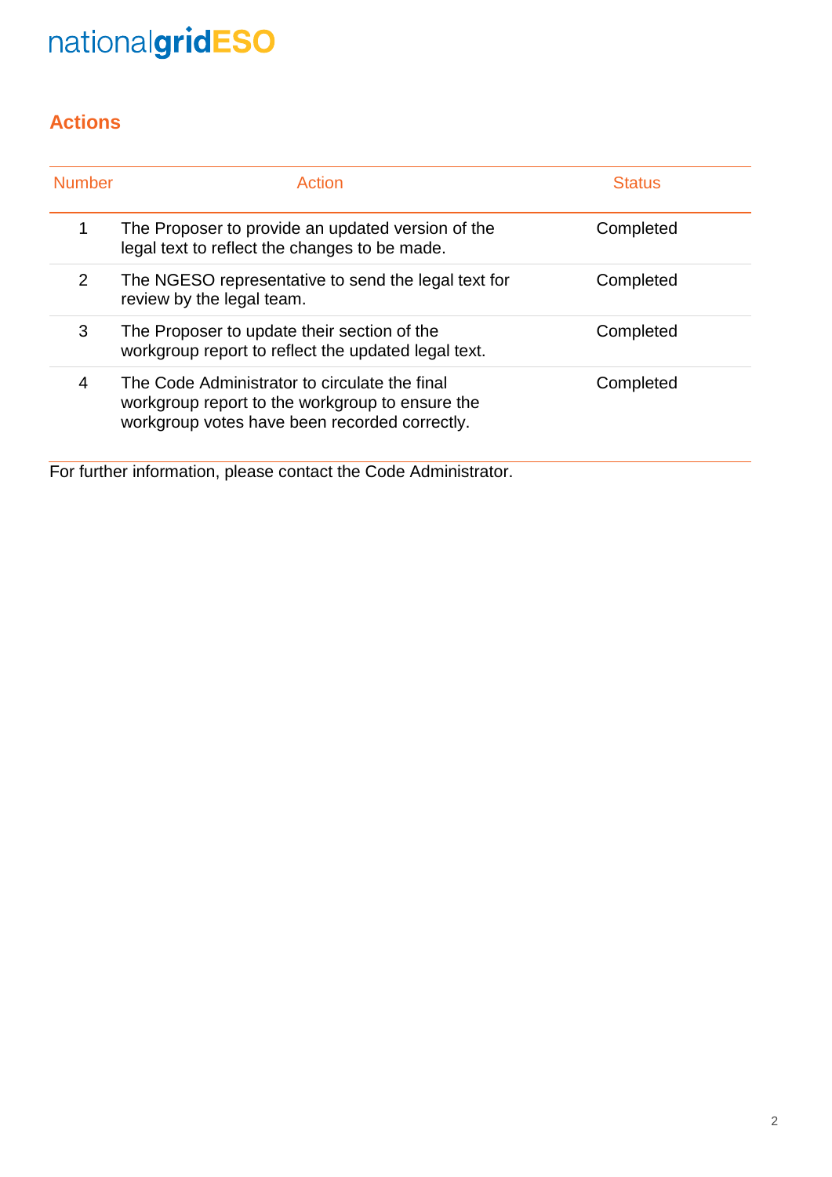## Actions

| Number | Action | Status |
| --- | --- | --- |
| 1 | The Proposer to provide an updated version of the legal text to reflect the changes to be made. | Completed |
| 2 | The NGESO representative to send the legal text for review by the legal team. | Completed |
| 3 | The Proposer to update their section of the workgroup report to reflect the updated legal text. | Completed |
| 4 | The Code Administrator to circulate the final workgroup report to the workgroup to ensure the workgroup votes have been recorded correctly. | Completed |

For further information, please contact the Code Administrator.